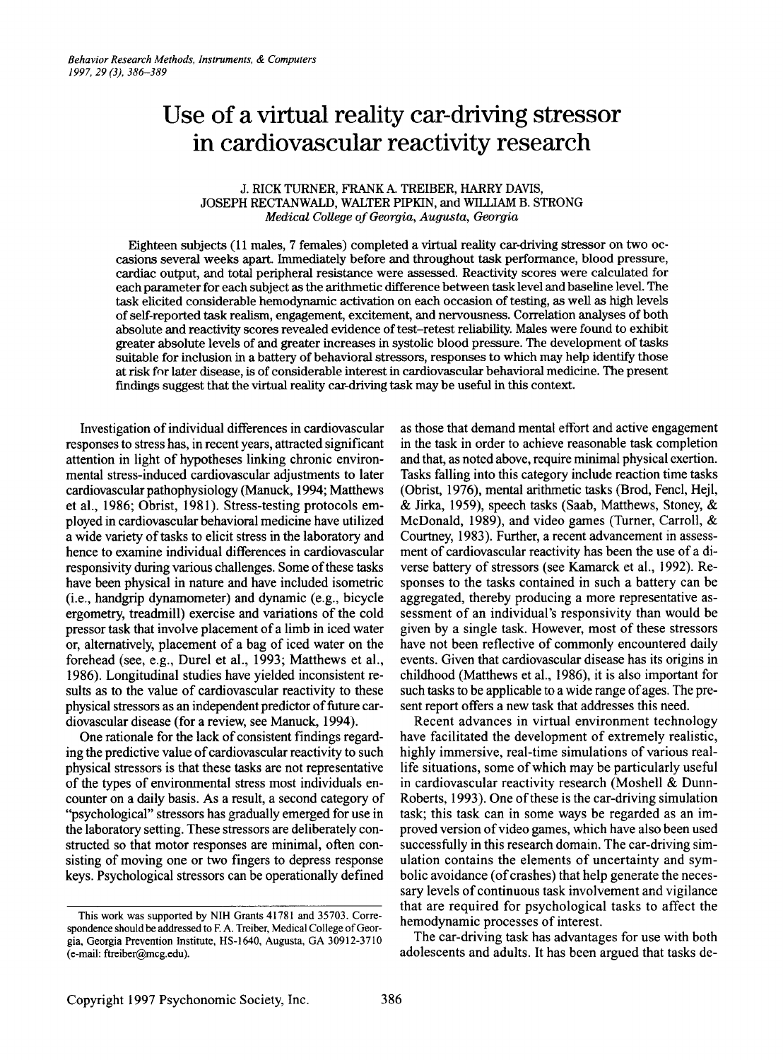# Use of a virtual reality car-driving stressor in cardiovascular reactivity research

J. RICK TURNER, FRANK A. TREIBER, HARRY DAVIS, JOSEPH RECTANWALD, WALTER PIPKIN, and WILLIAM B. STRONG
*Medical College of Georgia, Augusta, Georgia*

Eighteen subjects (11 males, 7 females) completed a virtual reality car-driving stressor on two occasions several weeks apart. Immediately before and throughout task performance, blood pressure, cardiac output, and total peripheral resistance were assessed. Reactivity scores were calculated for each parameter for each subject as the arithmetic difference between task level and baseline level. The task elicited considerable hemodynamic activation on each occasion of testing, as well as high levels of self-reported task realism, engagement, excitement, and nervousness. Correlation analyses of both absolute and reactivity scores revealed evidence of test–retest reliability. Males were found to exhibit greater absolute levels of and greater increases in systolic blood pressure. The development of tasks suitable for inclusion in a battery of behavioral stressors, responses to which may help identify those at risk for later disease, is of considerable interest in cardiovascular behavioral medicine. The present findings suggest that the virtual reality car-driving task may be useful in this context.

Investigation of individual differences in cardiovascular responses to stress has, in recent years, attracted significant attention in light of hypotheses linking chronic environmental stress-induced cardiovascular adjustments to later cardiovascular pathophysiology (Manuck, 1994; Matthews et al., 1986; Obrist, 1981). Stress-testing protocols employed in cardiovascular behavioral medicine have utilized a wide variety of tasks to elicit stress in the laboratory and hence to examine individual differences in cardiovascular responsivity during various challenges. Some of these tasks have been physical in nature and have included isometric (i.e., handgrip dynamometer) and dynamic (e.g., bicycle ergometry, treadmill) exercise and variations of the cold pressor task that involve placement of a limb in iced water or, alternatively, placement of a bag of iced water on the forehead (see, e.g., Durel et al., 1993; Matthews et al., 1986). Longitudinal studies have yielded inconsistent results as to the value of cardiovascular reactivity to these physical stressors as an independent predictor of future cardiovascular disease (for a review, see Manuck, 1994).

One rationale for the lack of consistent findings regarding the predictive value of cardiovascular reactivity to such physical stressors is that these tasks are not representative of the types of environmental stress most individuals encounter on a daily basis. As a result, a second category of "psychological" stressors has gradually emerged for use in the laboratory setting. These stressors are deliberately constructed so that motor responses are minimal, often consisting of moving one or two fingers to depress response keys. Psychological stressors can be operationally defined as those that demand mental effort and active engagement in the task in order to achieve reasonable task completion and that, as noted above, require minimal physical exertion. Tasks falling into this category include reaction time tasks (Obrist, 1976), mental arithmetic tasks (Brod, Fencl, Hejl, & Jirka, 1959), speech tasks (Saab, Matthews, Stoney, & McDonald, 1989), and video games (Turner, Carroll, & Courtney, 1983). Further, a recent advancement in assessment of cardiovascular reactivity has been the use of a diverse battery of stressors (see Kamarck et al., 1992). Responses to the tasks contained in such a battery can be aggregated, thereby producing a more representative assessment of an individual's responsivity than would be given by a single task. However, most of these stressors have not been reflective of commonly encountered daily events. Given that cardiovascular disease has its origins in childhood (Matthews et al., 1986), it is also important for such tasks to be applicable to a wide range of ages. The present report offers a new task that addresses this need.

Recent advances in virtual environment technology have facilitated the development of extremely realistic, highly immersive, real-time simulations of various real-life situations, some of which may be particularly useful in cardiovascular reactivity research (Moshell & Dunn-Roberts, 1993). One of these is the car-driving simulation task; this task can in some ways be regarded as an improved version of video games, which have also been used successfully in this research domain. The car-driving simulation contains the elements of uncertainty and symbolic avoidance (of crashes) that help generate the necessary levels of continuous task involvement and vigilance that are required for psychological tasks to affect the hemodynamic processes of interest.

The car-driving task has advantages for use with both adolescents and adults. It has been argued that tasks de-

This work was supported by NIH Grants 41781 and 35703. Correspondence should be addressed to F. A. Treiber, Medical College of Georgia, Georgia Prevention Institute, HS-1640, Augusta, GA 30912-3710 (e-mail: ftreiber@mcg.edu).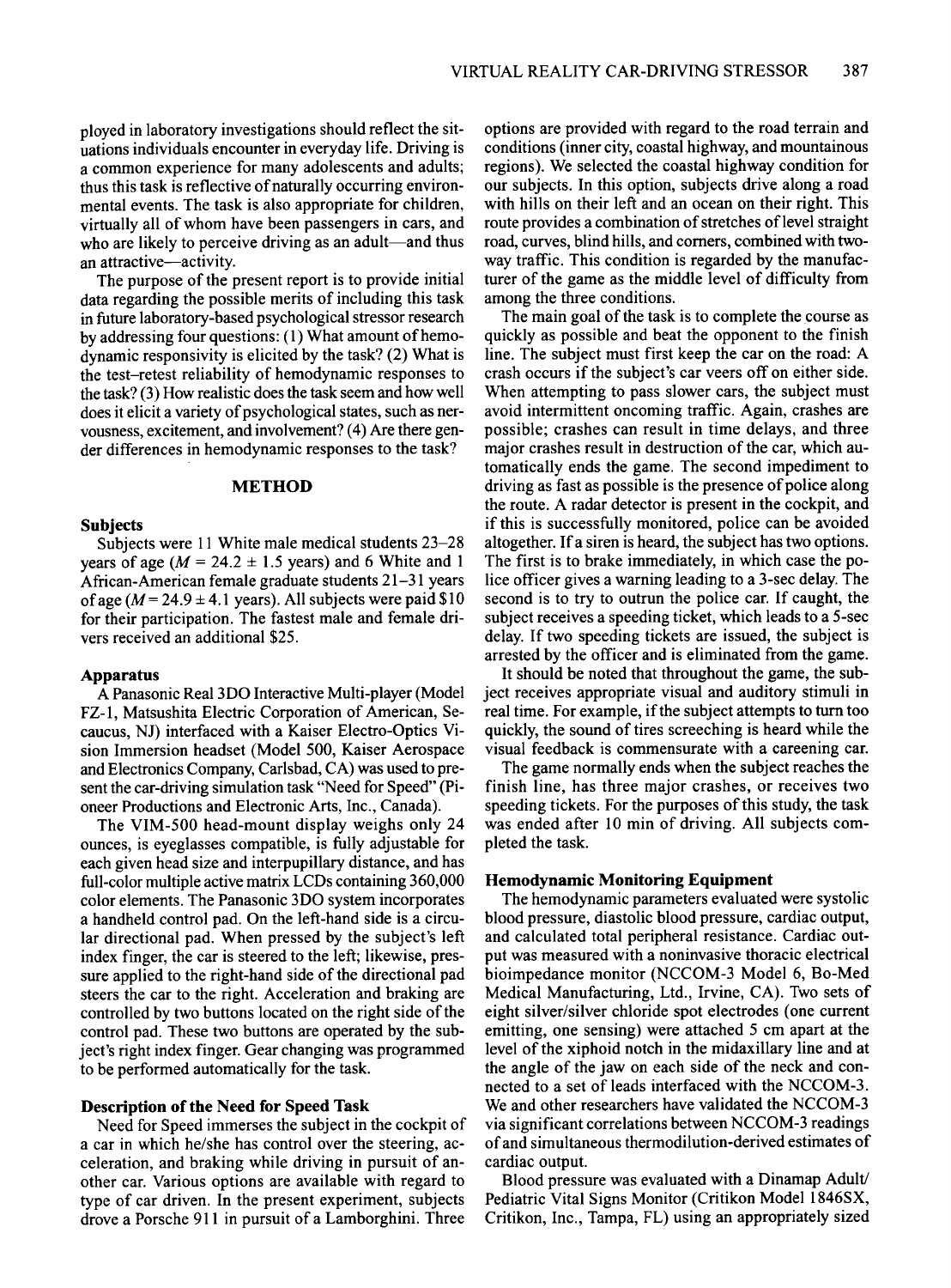ployed in laboratory investigations should reflect the situations individuals encounter in everyday life. Driving is a common experience for many adolescents and adults; thus this task is reflective of naturally occurring environmental events. The task is also appropriate for children, virtually all of whom have been passengers in cars, and who are likely to perceive driving as an adult—and thus an attractive—activity.

The purpose of the present report is to provide initial data regarding the possible merits of including this task in future laboratory-based psychological stressor research by addressing four questions: (1) What amount of hemodynamic responsivity is elicited by the task? (2) What is the test–retest reliability of hemodynamic responses to the task? (3) How realistic does the task seem and how well does it elicit a variety of psychological states, such as nervousness, excitement, and involvement? (4) Are there gender differences in hemodynamic responses to the task?

## METHOD

### Subjects

Subjects were 11 White male medical students 23–28 years of age ($M = 24.2 \pm 1.5$ years) and 6 White and 1 African-American female graduate students 21–31 years of age ($M = 24.9 \pm 4.1$ years). All subjects were paid $10 for their participation. The fastest male and female drivers received an additional $25.

### Apparatus

A Panasonic Real 3DO Interactive Multi-player (Model FZ-1, Matsushita Electric Corporation of American, Secaucus, NJ) interfaced with a Kaiser Electro-Optics Vision Immersion headset (Model 500, Kaiser Aerospace and Electronics Company, Carlsbad, CA) was used to present the car-driving simulation task "Need for Speed" (Pioneer Productions and Electronic Arts, Inc., Canada).

The VIM-500 head-mount display weighs only 24 ounces, is eyeglasses compatible, is fully adjustable for each given head size and interpupillary distance, and has full-color multiple active matrix LCDs containing 360,000 color elements. The Panasonic 3DO system incorporates a handheld control pad. On the left-hand side is a circular directional pad. When pressed by the subject's left index finger, the car is steered to the left; likewise, pressure applied to the right-hand side of the directional pad steers the car to the right. Acceleration and braking are controlled by two buttons located on the right side of the control pad. These two buttons are operated by the subject's right index finger. Gear changing was programmed to be performed automatically for the task.

### Description of the Need for Speed Task

Need for Speed immerses the subject in the cockpit of a car in which he/she has control over the steering, acceleration, and braking while driving in pursuit of another car. Various options are available with regard to type of car driven. In the present experiment, subjects drove a Porsche 911 in pursuit of a Lamborghini. Three options are provided with regard to the road terrain and conditions (inner city, coastal highway, and mountainous regions). We selected the coastal highway condition for our subjects. In this option, subjects drive along a road with hills on their left and an ocean on their right. This route provides a combination of stretches of level straight road, curves, blind hills, and corners, combined with two-way traffic. This condition is regarded by the manufacturer of the game as the middle level of difficulty from among the three conditions.

The main goal of the task is to complete the course as quickly as possible and beat the opponent to the finish line. The subject must first keep the car on the road: A crash occurs if the subject's car veers off on either side. When attempting to pass slower cars, the subject must avoid intermittent oncoming traffic. Again, crashes are possible; crashes can result in time delays, and three major crashes result in destruction of the car, which automatically ends the game. The second impediment to driving as fast as possible is the presence of police along the route. A radar detector is present in the cockpit, and if this is successfully monitored, police can be avoided altogether. If a siren is heard, the subject has two options. The first is to brake immediately, in which case the police officer gives a warning leading to a 3-sec delay. The second is to try to outrun the police car. If caught, the subject receives a speeding ticket, which leads to a 5-sec delay. If two speeding tickets are issued, the subject is arrested by the officer and is eliminated from the game.

It should be noted that throughout the game, the subject receives appropriate visual and auditory stimuli in real time. For example, if the subject attempts to turn too quickly, the sound of tires screeching is heard while the visual feedback is commensurate with a careening car.

The game normally ends when the subject reaches the finish line, has three major crashes, or receives two speeding tickets. For the purposes of this study, the task was ended after 10 min of driving. All subjects completed the task.

### Hemodynamic Monitoring Equipment

The hemodynamic parameters evaluated were systolic blood pressure, diastolic blood pressure, cardiac output, and calculated total peripheral resistance. Cardiac output was measured with a noninvasive thoracic electrical bioimpedance monitor (NCCOM-3 Model 6, Bo-Med Medical Manufacturing, Ltd., Irvine, CA). Two sets of eight silver/silver chloride spot electrodes (one current emitting, one sensing) were attached 5 cm apart at the level of the xiphoid notch in the midaxillary line and at the angle of the jaw on each side of the neck and connected to a set of leads interfaced with the NCCOM-3. We and other researchers have validated the NCCOM-3 via significant correlations between NCCOM-3 readings of and simultaneous thermodilution-derived estimates of cardiac output.

Blood pressure was evaluated with a Dinamap Adult/Pediatric Vital Signs Monitor (Critikon Model 1846SX, Critikon, Inc., Tampa, FL) using an appropriately sized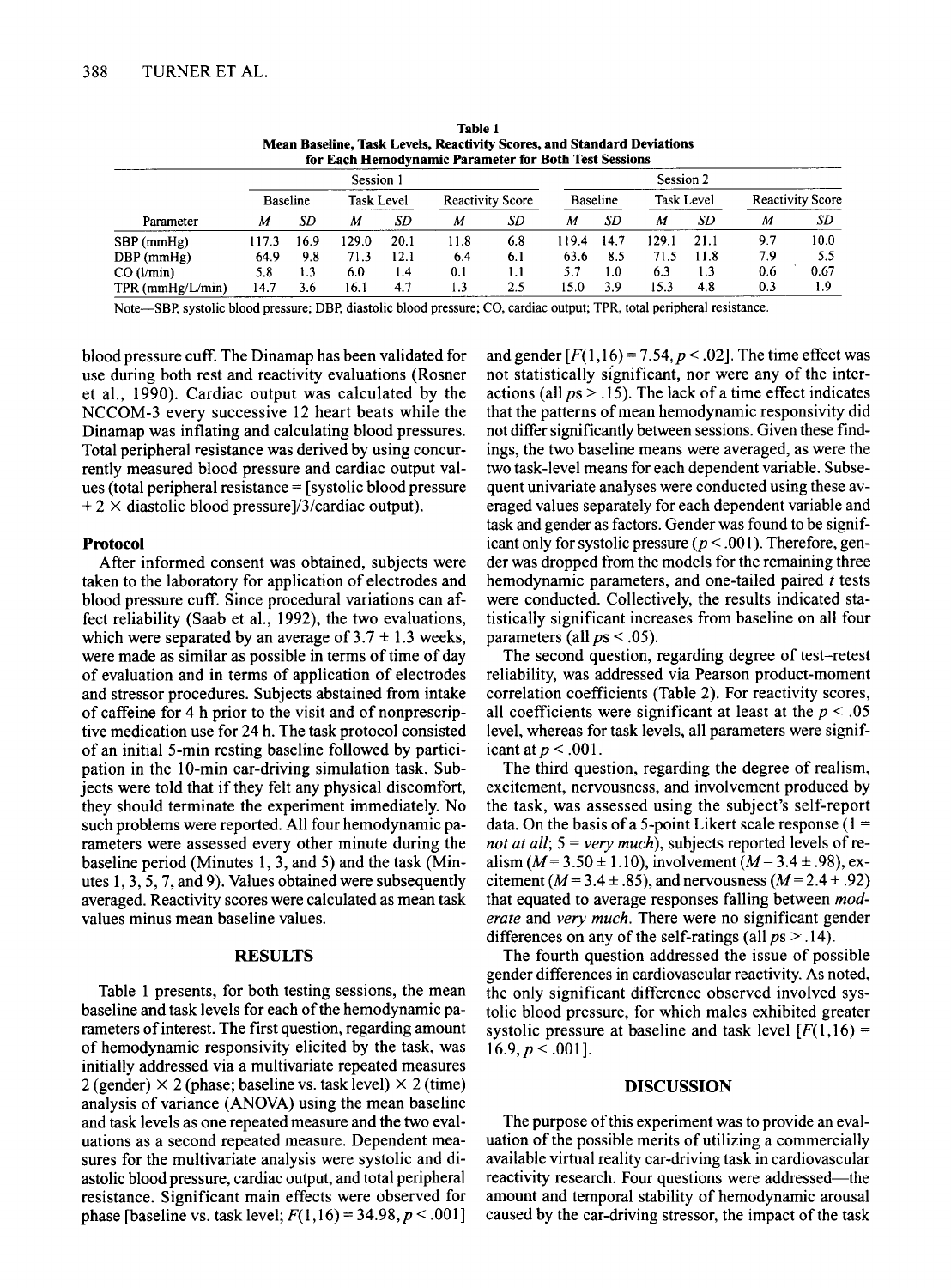**Table 1**
**Mean Baseline, Task Levels, Reactivity Scores, and Standard Deviations for Each Hemodynamic Parameter for Both Test Sessions**

| | Session 1 | | | | | | Session 2 | | | | | |
|---|---|---|---|---|---|---|---|---|---|---|---|---|
| | Baseline | | Task Level | | Reactivity Score | | Baseline | | Task Level | | Reactivity Score | |
| Parameter | *M* | *SD* | *M* | *SD* | *M* | *SD* | *M* | *SD* | *M* | *SD* | *M* | *SD* |
| SBP (mmHg) | 117.3 | 16.9 | 129.0 | 20.1 | 11.8 | 6.8 | 119.4 | 14.7 | 129.1 | 21.1 | 9.7 | 10.0 |
| DBP (mmHg) | 64.9 | 9.8 | 71.3 | 12.1 | 6.4 | 6.1 | 63.6 | 8.5 | 71.5 | 11.8 | 7.9 | 5.5 |
| CO (l/min) | 5.8 | 1.3 | 6.0 | 1.4 | 0.1 | 1.1 | 5.7 | 1.0 | 6.3 | 1.3 | 0.6 | 0.67 |
| TPR (mmHg/L/min) | 14.7 | 3.6 | 16.1 | 4.7 | 1.3 | 2.5 | 15.0 | 3.9 | 15.3 | 4.8 | 0.3 | 1.9 |

Note—SBP, systolic blood pressure; DBP, diastolic blood pressure; CO, cardiac output; TPR, total peripheral resistance.

blood pressure cuff. The Dinamap has been validated for use during both rest and reactivity evaluations (Rosner et al., 1990). Cardiac output was calculated by the NCCOM-3 every successive 12 heart beats while the Dinamap was inflating and calculating blood pressures. Total peripheral resistance was derived by using concurrently measured blood pressure and cardiac output values (total peripheral resistance = [systolic blood pressure + 2 × diastolic blood pressure]/3/cardiac output).

### Protocol

After informed consent was obtained, subjects were taken to the laboratory for application of electrodes and blood pressure cuff. Since procedural variations can affect reliability (Saab et al., 1992), the two evaluations, which were separated by an average of 3.7 ± 1.3 weeks, were made as similar as possible in terms of time of day of evaluation and in terms of application of electrodes and stressor procedures. Subjects abstained from intake of caffeine for 4 h prior to the visit and of nonprescriptive medication use for 24 h. The task protocol consisted of an initial 5-min resting baseline followed by participation in the 10-min car-driving simulation task. Subjects were told that if they felt any physical discomfort, they should terminate the experiment immediately. No such problems were reported. All four hemodynamic parameters were assessed every other minute during the baseline period (Minutes 1, 3, and 5) and the task (Minutes 1, 3, 5, 7, and 9). Values obtained were subsequently averaged. Reactivity scores were calculated as mean task values minus mean baseline values.

## RESULTS

Table 1 presents, for both testing sessions, the mean baseline and task levels for each of the hemodynamic parameters of interest. The first question, regarding amount of hemodynamic responsivity elicited by the task, was initially addressed via a multivariate repeated measures 2 (gender) × 2 (phase; baseline vs. task level) × 2 (time) analysis of variance (ANOVA) using the mean baseline and task levels as one repeated measure and the two evaluations as a second repeated measure. Dependent measures for the multivariate analysis were systolic and diastolic blood pressure, cardiac output, and total peripheral resistance. Significant main effects were observed for phase [baseline vs. task level; $F(1,16) = 34.98, p < .001$] and gender [$F(1,16) = 7.54, p < .02$]. The time effect was not statistically significant, nor were any of the interactions (all $ps > .15$). The lack of a time effect indicates that the patterns of mean hemodynamic responsivity did not differ significantly between sessions. Given these findings, the two baseline means were averaged, as were the two task-level means for each dependent variable. Subsequent univariate analyses were conducted using these averaged values separately for each dependent variable and task and gender as factors. Gender was found to be significant only for systolic pressure ($p < .001$). Therefore, gender was dropped from the models for the remaining three hemodynamic parameters, and one-tailed paired $t$ tests were conducted. Collectively, the results indicated statistically significant increases from baseline on all four parameters (all $ps < .05$).

The second question, regarding degree of test–retest reliability, was addressed via Pearson product-moment correlation coefficients (Table 2). For reactivity scores, all coefficients were significant at least at the $p < .05$ level, whereas for task levels, all parameters were significant at $p < .001$.

The third question, regarding the degree of realism, excitement, nervousness, and involvement produced by the task, was assessed using the subject's self-report data. On the basis of a 5-point Likert scale response (1 = *not at all*; 5 = *very much*), subjects reported levels of realism ($M = 3.50 \pm 1.10$), involvement ($M = 3.4 \pm .98$), excitement ($M = 3.4 \pm .85$), and nervousness ($M = 2.4 \pm .92$) that equated to average responses falling between *moderate* and *very much*. There were no significant gender differences on any of the self-ratings (all $ps > .14$).

The fourth question addressed the issue of possible gender differences in cardiovascular reactivity. As noted, the only significant difference observed involved systolic blood pressure, for which males exhibited greater systolic pressure at baseline and task level [$F(1,16) = 16.9, p < .001$].

## DISCUSSION

The purpose of this experiment was to provide an evaluation of the possible merits of utilizing a commercially available virtual reality car-driving task in cardiovascular reactivity research. Four questions were addressed—the amount and temporal stability of hemodynamic arousal caused by the car-driving stressor, the impact of the task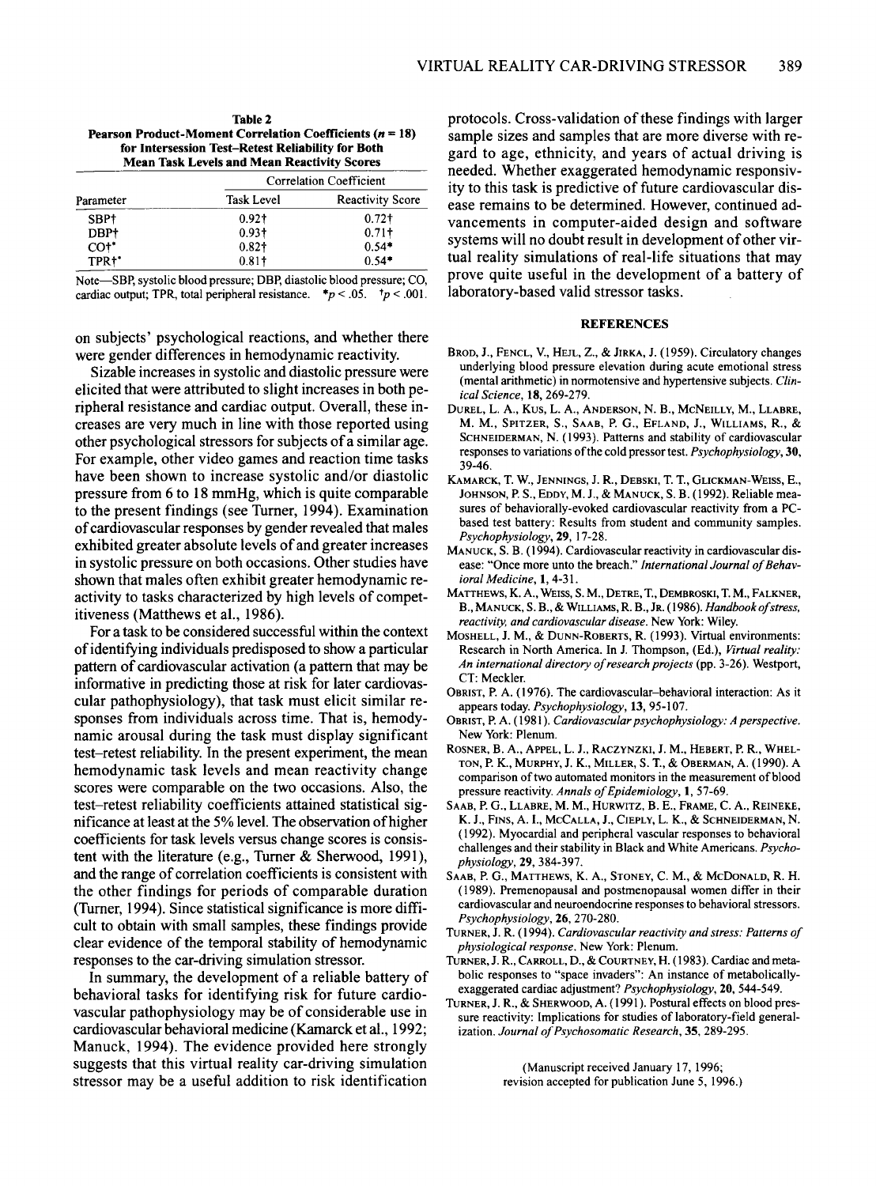**Table 2**
**Pearson Product-Moment Correlation Coefficients ($n = 18$) for Intersession Test–Retest Reliability for Both Mean Task Levels and Mean Reactivity Scores**

| | Correlation Coefficient | |
|---|---|---|
| Parameter | Task Level | Reactivity Score |
| SBP† | 0.92† | 0.72† |
| DBP† | 0.93† | 0.71† |
| CO†* | 0.82† | 0.54* |
| TPR†* | 0.81† | 0.54* |

Note—SBP, systolic blood pressure; DBP, diastolic blood pressure; CO, cardiac output; TPR, total peripheral resistance. *$p < .05$. †$p < .001$.

on subjects' psychological reactions, and whether there were gender differences in hemodynamic reactivity.

Sizable increases in systolic and diastolic pressure were elicited that were attributed to slight increases in both peripheral resistance and cardiac output. Overall, these increases are very much in line with those reported using other psychological stressors for subjects of a similar age. For example, other video games and reaction time tasks have been shown to increase systolic and/or diastolic pressure from 6 to 18 mmHg, which is quite comparable to the present findings (see Turner, 1994). Examination of cardiovascular responses by gender revealed that males exhibited greater absolute levels of and greater increases in systolic pressure on both occasions. Other studies have shown that males often exhibit greater hemodynamic reactivity to tasks characterized by high levels of competitiveness (Matthews et al., 1986).

For a task to be considered successful within the context of identifying individuals predisposed to show a particular pattern of cardiovascular activation (a pattern that may be informative in predicting those at risk for later cardiovascular pathophysiology), that task must elicit similar responses from individuals across time. That is, hemodynamic arousal during the task must display significant test–retest reliability. In the present experiment, the mean hemodynamic task levels and mean reactivity change scores were comparable on the two occasions. Also, the test–retest reliability coefficients attained statistical significance at least at the 5% level. The observation of higher coefficients for task levels versus change scores is consistent with the literature (e.g., Turner & Sherwood, 1991), and the range of correlation coefficients is consistent with the other findings for periods of comparable duration (Turner, 1994). Since statistical significance is more difficult to obtain with small samples, these findings provide clear evidence of the temporal stability of hemodynamic responses to the car-driving simulation stressor.

In summary, the development of a reliable battery of behavioral tasks for identifying risk for future cardiovascular pathophysiology may be of considerable use in cardiovascular behavioral medicine (Kamarck et al., 1992; Manuck, 1994). The evidence provided here strongly suggests that this virtual reality car-driving simulation stressor may be a useful addition to risk identification protocols. Cross-validation of these findings with larger sample sizes and samples that are more diverse with regard to age, ethnicity, and years of actual driving is needed. Whether exaggerated hemodynamic responsivity to this task is predictive of future cardiovascular disease remains to be determined. However, continued advancements in computer-aided design and software systems will no doubt result in development of other virtual reality simulations of real-life situations that may prove quite useful in the development of a battery of laboratory-based valid stressor tasks.

## REFERENCES

Brod, J., Fencl, V., Hejl, Z., & Jirka, J. (1959). Circulatory changes underlying blood pressure elevation during acute emotional stress (mental arithmetic) in normotensive and hypertensive subjects. *Clinical Science*, **18**, 269-279.

Durel, L. A., Kus, L. A., Anderson, N. B., McNeilly, M., Llabre, M. M., Spitzer, S., Saab, P. G., Efland, J., Williams, R., & Schneiderman, N. (1993). Patterns and stability of cardiovascular responses to variations of the cold pressor test. *Psychophysiology*, **30**, 39-46.

Kamarck, T. W., Jennings, J. R., Debski, T. T., Glickman-Weiss, E., Johnson, P. S., Eddy, M. J., & Manuck, S. B. (1992). Reliable measures of behaviorally-evoked cardiovascular reactivity from a PC-based test battery: Results from student and community samples. *Psychophysiology*, **29**, 17-28.

Manuck, S. B. (1994). Cardiovascular reactivity in cardiovascular disease: "Once more unto the breach." *International Journal of Behavioral Medicine*, **1**, 4-31.

Matthews, K. A., Weiss, S. M., Detre, T., Dembroski, T. M., Falkner, B., Manuck, S. B., & Williams, R. B., Jr. (1986). *Handbook of stress, reactivity, and cardiovascular disease*. New York: Wiley.

Moshell, J. M., & Dunn-Roberts, R. (1993). Virtual environments: Research in North America. In J. Thompson, (Ed.), *Virtual reality: An international directory of research projects* (pp. 3-26). Westport, CT: Meckler.

Obrist, P. A. (1976). The cardiovascular–behavioral interaction: As it appears today. *Psychophysiology*, **13**, 95-107.

Obrist, P. A. (1981). *Cardiovascular psychophysiology: A perspective*. New York: Plenum.

Rosner, B. A., Appel, L. J., Raczynzki, J. M., Hebert, P. R., Whelton, P. K., Murphy, J. K., Miller, S. T., & Oberman, A. (1990). A comparison of two automated monitors in the measurement of blood pressure reactivity. *Annals of Epidemiology*, **1**, 57-69.

Saab, P. G., Llabre, M. M., Hurwitz, B. E., Frame, C. A., Reineke, K. J., Fins, A. I., McCalla, J., Cieply, L. K., & Schneiderman, N. (1992). Myocardial and peripheral vascular responses to behavioral challenges and their stability in Black and White Americans. *Psychophysiology*, **29**, 384-397.

Saab, P. G., Matthews, K. A., Stoney, C. M., & McDonald, R. H. (1989). Premenopausal and postmenopausal women differ in their cardiovascular and neuroendocrine responses to behavioral stressors. *Psychophysiology*, **26**, 270-280.

Turner, J. R. (1994). *Cardiovascular reactivity and stress: Patterns of physiological response*. New York: Plenum.

Turner, J. R., Carroll, D., & Courtney, H. (1983). Cardiac and metabolic responses to "space invaders": An instance of metabolically-exaggerated cardiac adjustment? *Psychophysiology*, **20**, 544-549.

Turner, J. R., & Sherwood, A. (1991). Postural effects on blood pressure reactivity: Implications for studies of laboratory-field generalization. *Journal of Psychosomatic Research*, **35**, 289-295.

(Manuscript received January 17, 1996;
revision accepted for publication June 5, 1996.)